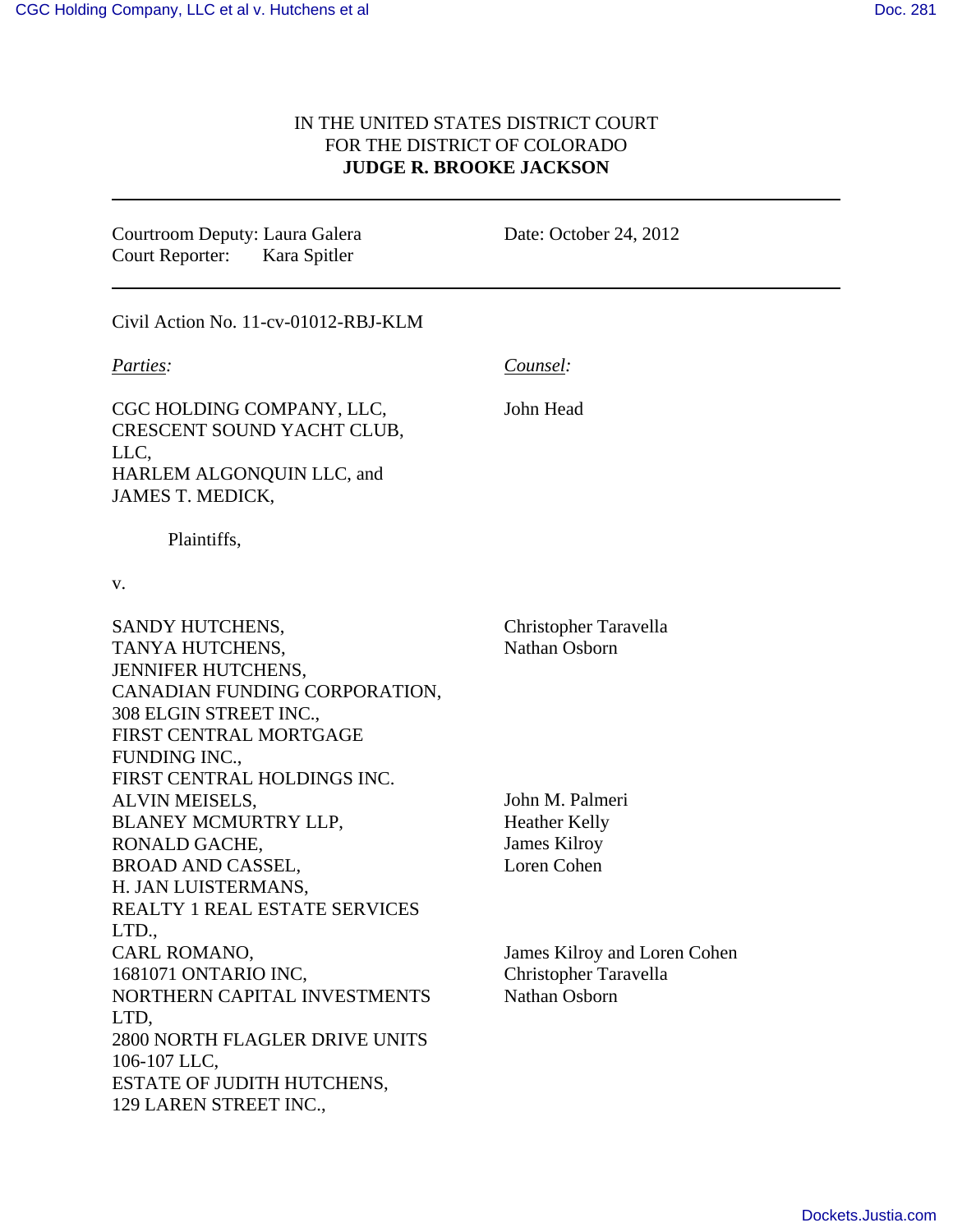IN THE UNITED STATES DISTRICT COURT
FOR THE DISTRICT OF COLORADO
**JUDGE R. BROOKE JACKSON**

---

Courtroom Deputy: Laura Galera
Court Reporter: Kara Spitler

Date: October 24, 2012

---

Civil Action No. 11-cv-01012-RBJ-KLM

| *Parties:* | *Counsel:* |
|---|---|
| CGC HOLDING COMPANY, LLC,<br>CRESCENT SOUND YACHT CLUB, LLC,<br>HARLEM ALGONQUIN LLC, and<br>JAMES T. MEDICK,<br><br>Plaintiffs, | John Head |
| v. | |
| SANDY HUTCHENS,<br>TANYA HUTCHENS,<br>JENNIFER HUTCHENS,<br>CANADIAN FUNDING CORPORATION,<br>308 ELGIN STREET INC.,<br>FIRST CENTRAL MORTGAGE FUNDING INC.,<br>FIRST CENTRAL HOLDINGS INC. | Christopher Taravella<br>Nathan Osborn |
| ALVIN MEISELS,<br>BLANEY MCMURTRY LLP,<br>RONALD GACHE,<br>BROAD AND CASSEL,<br>H. JAN LUISTERMANS,<br>REALTY 1 REAL ESTATE SERVICES LTD., | John M. Palmeri<br>Heather Kelly<br>James Kilroy<br>Loren Cohen |
| CARL ROMANO,<br>1681071 ONTARIO INC,<br>NORTHERN CAPITAL INVESTMENTS LTD,<br>2800 NORTH FLAGLER DRIVE UNITS 106-107 LLC,<br>ESTATE OF JUDITH HUTCHENS,<br>129 LAREN STREET INC., | James Kilroy and Loren Cohen<br>Christopher Taravella<br>Nathan Osborn |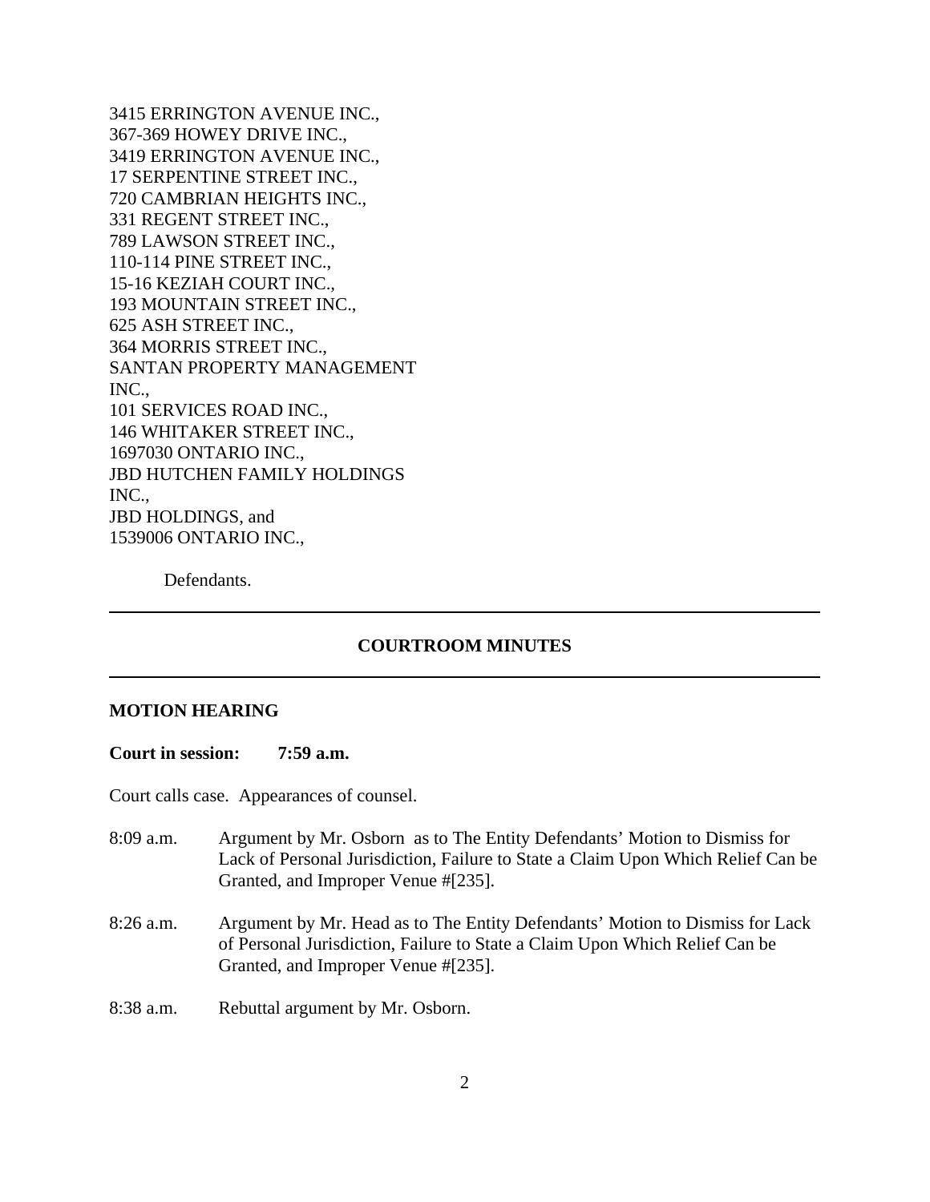3415 ERRINGTON AVENUE INC.,
367-369 HOWEY DRIVE INC.,
3419 ERRINGTON AVENUE INC.,
17 SERPENTINE STREET INC.,
720 CAMBRIAN HEIGHTS INC.,
331 REGENT STREET INC.,
789 LAWSON STREET INC.,
110-114 PINE STREET INC.,
15-16 KEZIAH COURT INC.,
193 MOUNTAIN STREET INC.,
625 ASH STREET INC.,
364 MORRIS STREET INC.,
SANTAN PROPERTY MANAGEMENT INC.,
101 SERVICES ROAD INC.,
146 WHITAKER STREET INC.,
1697030 ONTARIO INC.,
JBD HUTCHEN FAMILY HOLDINGS INC.,
JBD HOLDINGS, and
1539006 ONTARIO INC.,

Defendants.

---

## COURTROOM MINUTES

---

**MOTION HEARING**

**Court in session: 7:59 a.m.**

Court calls case. Appearances of counsel.

8:09 a.m. Argument by Mr. Osborn as to The Entity Defendants' Motion to Dismiss for Lack of Personal Jurisdiction, Failure to State a Claim Upon Which Relief Can be Granted, and Improper Venue #[235].

8:26 a.m. Argument by Mr. Head as to The Entity Defendants' Motion to Dismiss for Lack of Personal Jurisdiction, Failure to State a Claim Upon Which Relief Can be Granted, and Improper Venue #[235].

8:38 a.m. Rebuttal argument by Mr. Osborn.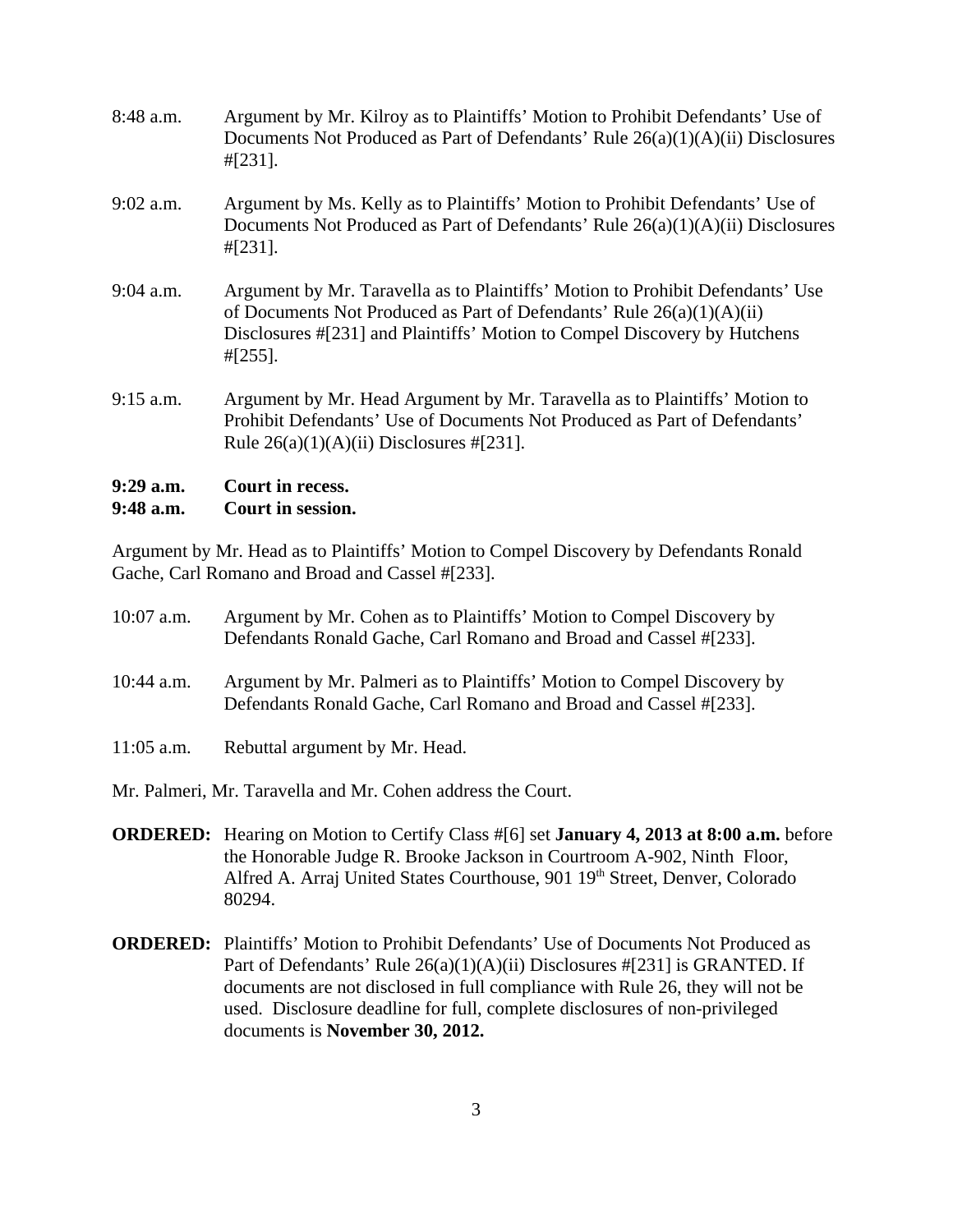8:48 a.m. Argument by Mr. Kilroy as to Plaintiffs' Motion to Prohibit Defendants' Use of Documents Not Produced as Part of Defendants' Rule 26(a)(1)(A)(ii) Disclosures #[231].

9:02 a.m. Argument by Ms. Kelly as to Plaintiffs' Motion to Prohibit Defendants' Use of Documents Not Produced as Part of Defendants' Rule 26(a)(1)(A)(ii) Disclosures #[231].

9:04 a.m. Argument by Mr. Taravella as to Plaintiffs' Motion to Prohibit Defendants' Use of Documents Not Produced as Part of Defendants' Rule 26(a)(1)(A)(ii) Disclosures #[231] and Plaintiffs' Motion to Compel Discovery by Hutchens #[255].

9:15 a.m. Argument by Mr. Head Argument by Mr. Taravella as to Plaintiffs' Motion to Prohibit Defendants' Use of Documents Not Produced as Part of Defendants' Rule 26(a)(1)(A)(ii) Disclosures #[231].

**9:29 a.m. Court in recess.**
**9:48 a.m. Court in session.**

Argument by Mr. Head as to Plaintiffs' Motion to Compel Discovery by Defendants Ronald Gache, Carl Romano and Broad and Cassel #[233].

10:07 a.m. Argument by Mr. Cohen as to Plaintiffs' Motion to Compel Discovery by Defendants Ronald Gache, Carl Romano and Broad and Cassel #[233].

10:44 a.m. Argument by Mr. Palmeri as to Plaintiffs' Motion to Compel Discovery by Defendants Ronald Gache, Carl Romano and Broad and Cassel #[233].

11:05 a.m. Rebuttal argument by Mr. Head.

Mr. Palmeri, Mr. Taravella and Mr. Cohen address the Court.

**ORDERED:** Hearing on Motion to Certify Class #[6] set **January 4, 2013 at 8:00 a.m.** before the Honorable Judge R. Brooke Jackson in Courtroom A-902, Ninth Floor, Alfred A. Arraj United States Courthouse, 901 19th Street, Denver, Colorado 80294.

**ORDERED:** Plaintiffs' Motion to Prohibit Defendants' Use of Documents Not Produced as Part of Defendants' Rule 26(a)(1)(A)(ii) Disclosures #[231] is GRANTED. If documents are not disclosed in full compliance with Rule 26, they will not be used. Disclosure deadline for full, complete disclosures of non-privileged documents is **November 30, 2012.**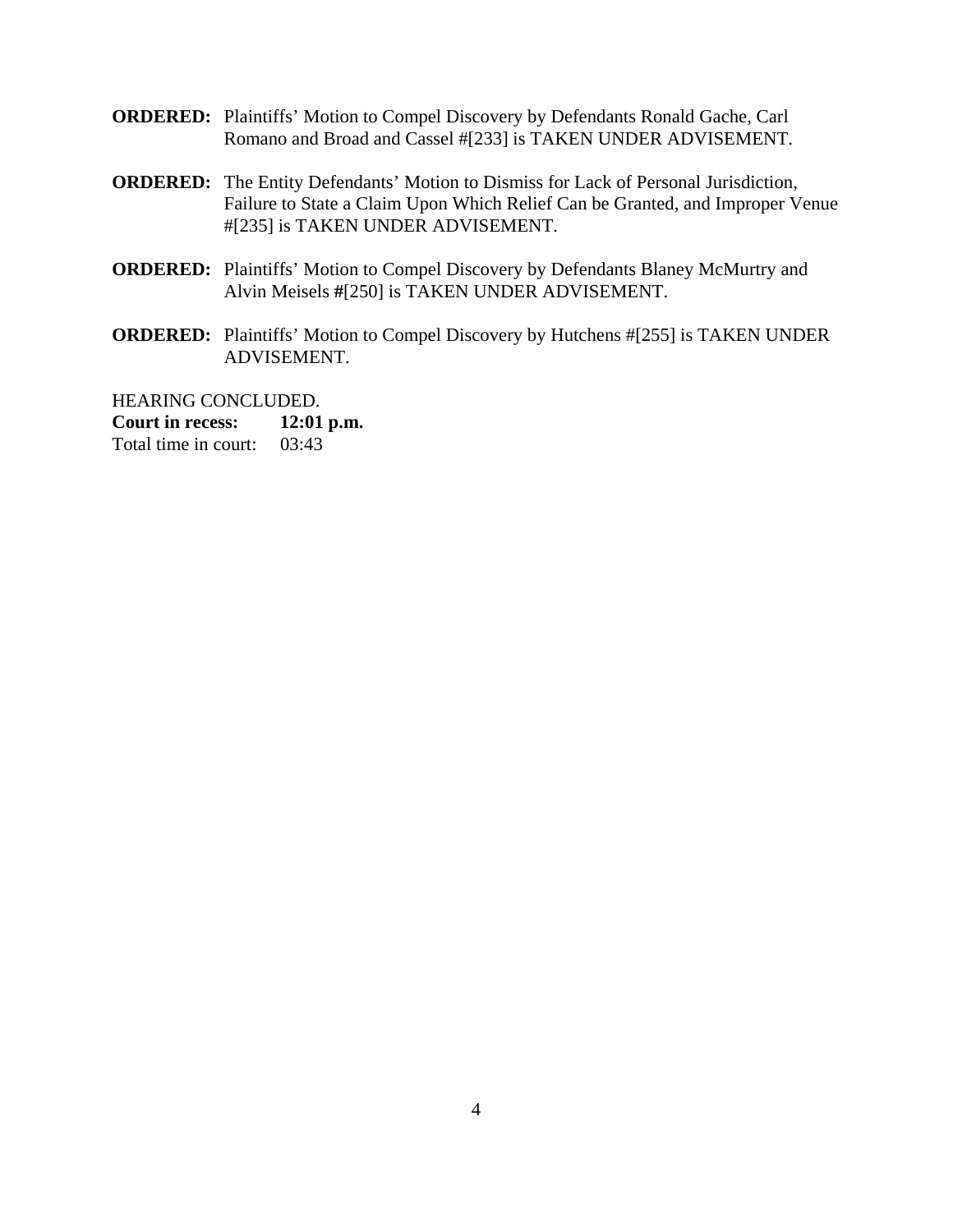**ORDERED:** Plaintiffs' Motion to Compel Discovery by Defendants Ronald Gache, Carl Romano and Broad and Cassel #[233] is TAKEN UNDER ADVISEMENT.

**ORDERED:** The Entity Defendants' Motion to Dismiss for Lack of Personal Jurisdiction, Failure to State a Claim Upon Which Relief Can be Granted, and Improper Venue #[235] is TAKEN UNDER ADVISEMENT.

**ORDERED:** Plaintiffs' Motion to Compel Discovery by Defendants Blaney McMurtry and Alvin Meisels #[250] is TAKEN UNDER ADVISEMENT.

**ORDERED:** Plaintiffs' Motion to Compel Discovery by Hutchens #[255] is TAKEN UNDER ADVISEMENT.

HEARING CONCLUDED.
**Court in recess: 12:01 p.m.**
Total time in court: 03:43